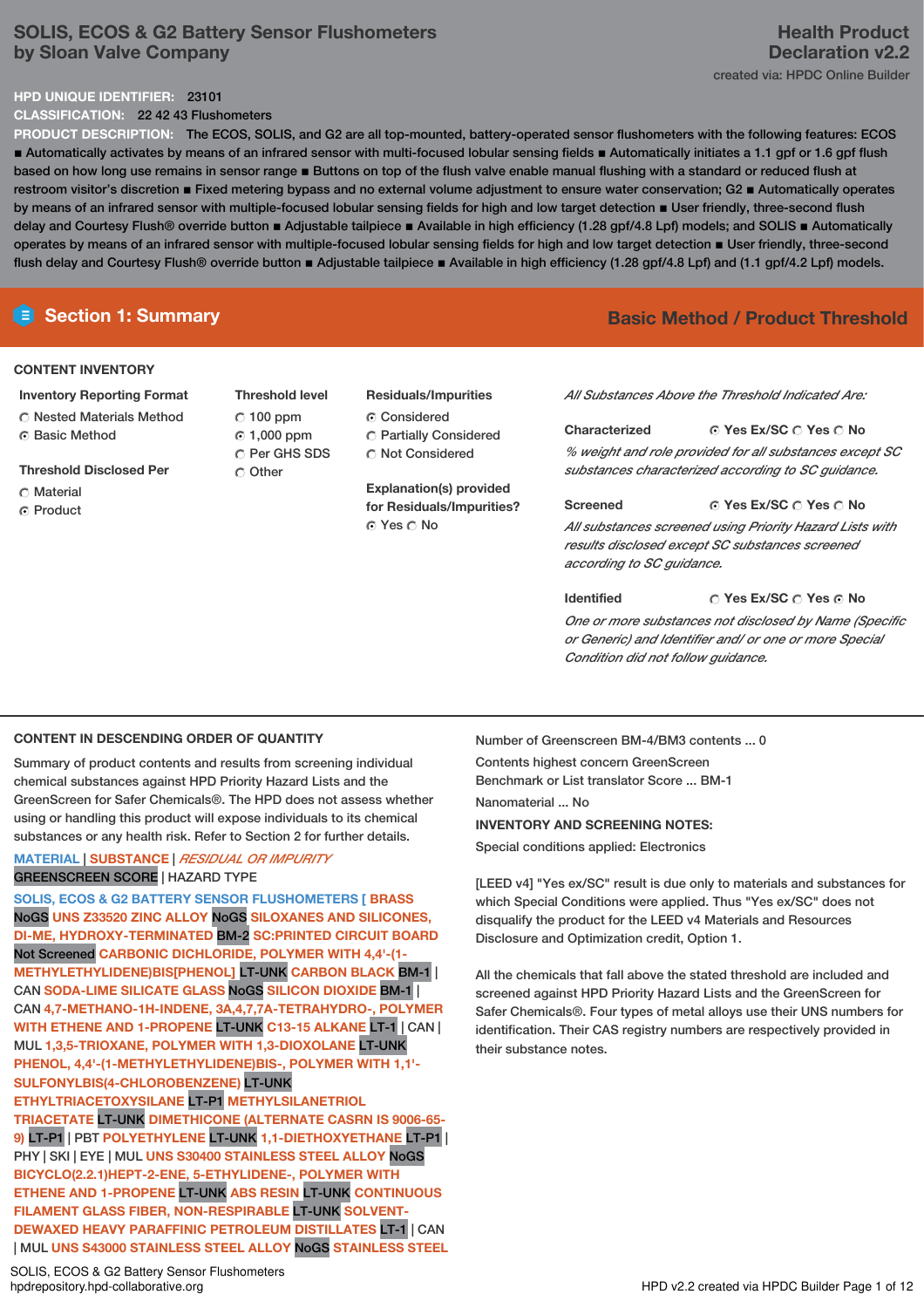# SOLIS, ECOS & G2 Battery Sensor Flushometers by Sloan Valve Company

**Health Product Declaration v2.2**

created via: HPDC Online Builder

**HPD UNIQUE IDENTIFIER:** 23101

**CLASSIFICATION:** 22 42 43 Flushometers

**PRODUCT DESCRIPTION:** The ECOS, SOLIS, and G2 are all top-mounted, battery-operated sensor flushometers with the following features: ECOS ■ Automatically activates by means of an infrared sensor with multi-focused lobular sensing fields ■ Automatically initiates a 1.1 gpf or 1.6 gpf flush based on how long use remains in sensor range ■ Buttons on top of the flush valve enable manual flushing with a standard or reduced flush at restroom visitor's discretion ■ Fixed metering bypass and no external volume adjustment to ensure water conservation; G2 ■ Automatically operates by means of an infrared sensor with multiple-focused lobular sensing fields for high and low target detection ■ User friendly, three-second flush delay and Courtesy Flush® override button ■ Adjustable tailpiece ■ Available in high efficiency (1.28 gpf/4.8 Lpf) models; and SOLIS ■ Automatically operates by means of an infrared sensor with multiple-focused lobular sensing fields for high and low target detection ■ User friendly, three-second flush delay and Courtesy Flush® override button ■ Adjustable tailpiece ■ Available in high efficiency (1.28 gpf/4.8 Lpf) and (1.1 gpf/4.2 Lpf) models.

## Section 1: Summary

**Basic Method / Product Threshold**

### CONTENT INVENTORY

**Inventory Reporting Format**
- ○ Nested Materials Method
- ◉ Basic Method

**Threshold Disclosed Per**
- ○ Material
- ◉ Product

**Threshold level**
- ○ 100 ppm
- ◉ 1,000 ppm
- ○ Per GHS SDS
- ○ Other

**Residuals/Impurities**
- ◉ Considered
- ○ Partially Considered
- ○ Not Considered

**Explanation(s) provided for Residuals/Impurities?**
◉ Yes ○ No

*All Substances Above the Threshold Indicated Are:*

**Characterized** ◉ Yes Ex/SC ○ Yes ○ No
*% weight and role provided for all substances except SC substances characterized according to SC guidance.*

**Screened** ◉ Yes Ex/SC ○ Yes ○ No
*All substances screened using Priority Hazard Lists with results disclosed except SC substances screened according to SC guidance.*

**Identified** ○ Yes Ex/SC ○ Yes ◉ No
*One or more substances not disclosed by Name (Specific or Generic) and Identifier and/ or one or more Special Condition did not follow guidance.*

### CONTENT IN DESCENDING ORDER OF QUANTITY

Summary of product contents and results from screening individual chemical substances against HPD Priority Hazard Lists and the GreenScreen for Safer Chemicals®. The HPD does not assess whether using or handling this product will expose individuals to its chemical substances or any health risk. Refer to Section 2 for further details.

MATERIAL | SUBSTANCE | *RESIDUAL OR IMPURITY*
GREENSCREEN SCORE | HAZARD TYPE

**SOLIS, ECOS & G2 BATTERY SENSOR FLUSHOMETERS [ BRASS** NoGS **UNS Z33520 ZINC ALLOY** NoGS **SILOXANES AND SILICONES, DI-ME, HYDROXY-TERMINATED** BM-2 **SC:PRINTED CIRCUIT BOARD** Not Screened **CARBONIC DICHLORIDE, POLYMER WITH 4,4'-(1-METHYLETHYLIDENE)BIS[PHENOL]** LT-UNK **CARBON BLACK** BM-1 | CAN **SODA-LIME SILICATE GLASS** NoGS **SILICON DIOXIDE** BM-1 | CAN **4,7-METHANO-1H-INDENE, 3A,4,7,7A-TETRAHYDRO-, POLYMER WITH ETHENE AND 1-PROPENE** LT-UNK **C13-15 ALKANE** LT-1 | CAN | MUL **1,3,5-TRIOXANE, POLYMER WITH 1,3-DIOXOLANE** LT-UNK **PHENOL, 4,4'-(1-METHYLETHYLIDENE)BIS-, POLYMER WITH 1,1'-SULFONYLBIS(4-CHLOROBENZENE)** LT-UNK **ETHYLTRIACETOXYSILANE** LT-P1 **METHYLSILANETRIOL TRIACETATE** LT-UNK **DIMETHICONE (ALTERNATE CASRN IS 9006-65-9)** LT-P1 | PBT **POLYETHYLENE** LT-UNK **1,1-DIETHOXYETHANE** LT-P1 | PHY | SKI | EYE | MUL **UNS S30400 STAINLESS STEEL ALLOY** NoGS **BICYCLO(2.2.1)HEPT-2-ENE, 5-ETHYLIDENE-, POLYMER WITH ETHENE AND 1-PROPENE** LT-UNK **ABS RESIN** LT-UNK **CONTINUOUS FILAMENT GLASS FIBER, NON-RESPIRABLE** LT-UNK **SOLVENT-DEWAXED HEAVY PARAFFINIC PETROLEUM DISTILLATES** LT-1 | CAN | MUL **UNS S43000 STAINLESS STEEL ALLOY** NoGS **STAINLESS STEEL**

Number of Greenscreen BM-4/BM3 contents ... 0

Contents highest concern GreenScreen Benchmark or List translator Score ... BM-1

Nanomaterial ... No

**INVENTORY AND SCREENING NOTES:**

Special conditions applied: Electronics

[LEED v4] "Yes ex/SC" result is due only to materials and substances for which Special Conditions were applied. Thus "Yes ex/SC" does not disqualify the product for the LEED v4 Materials and Resources Disclosure and Optimization credit, Option 1.

All the chemicals that fall above the stated threshold are included and screened against HPD Priority Hazard Lists and the GreenScreen for Safer Chemicals®. Four types of metal alloys use their UNS numbers for identification. Their CAS registry numbers are respectively provided in their substance notes.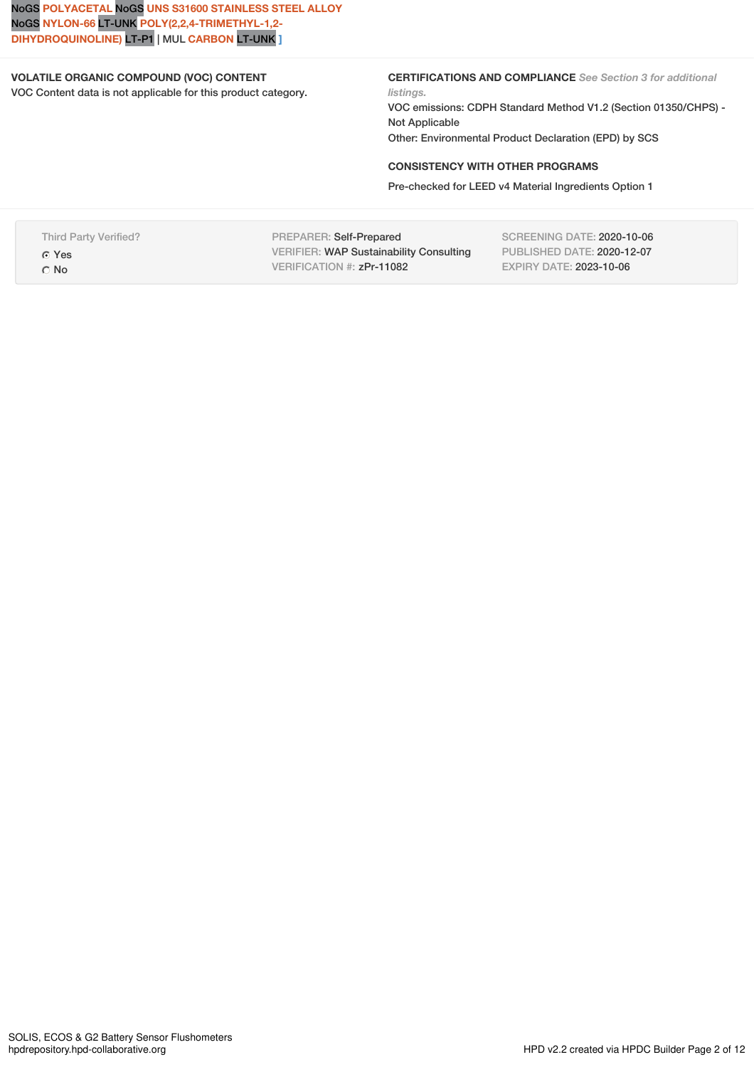NoGS POLYACETAL NoGS UNS S31600 STAINLESS STEEL ALLOY NoGS NYLON-66 LT-UNK POLY(2,2,4-TRIMETHYL-1,2-DIHYDROQUINOLINE) LT-P1 | MUL CARBON LT-UNK ]

**VOLATILE ORGANIC COMPOUND (VOC) CONTENT**

VOC Content data is not applicable for this product category.

**CERTIFICATIONS AND COMPLIANCE** *See Section 3 for additional listings.*

VOC emissions: CDPH Standard Method V1.2 (Section 01350/CHPS) - Not Applicable

Other: Environmental Product Declaration (EPD) by SCS

**CONSISTENCY WITH OTHER PROGRAMS**

Pre-checked for LEED v4 Material Ingredients Option 1

Third Party Verified?

- (•) Yes
- ( ) No

PREPARER: Self-Prepared
VERIFIER: WAP Sustainability Consulting
VERIFICATION #: zPr-11082

SCREENING DATE: 2020-10-06
PUBLISHED DATE: 2020-12-07
EXPIRY DATE: 2023-10-06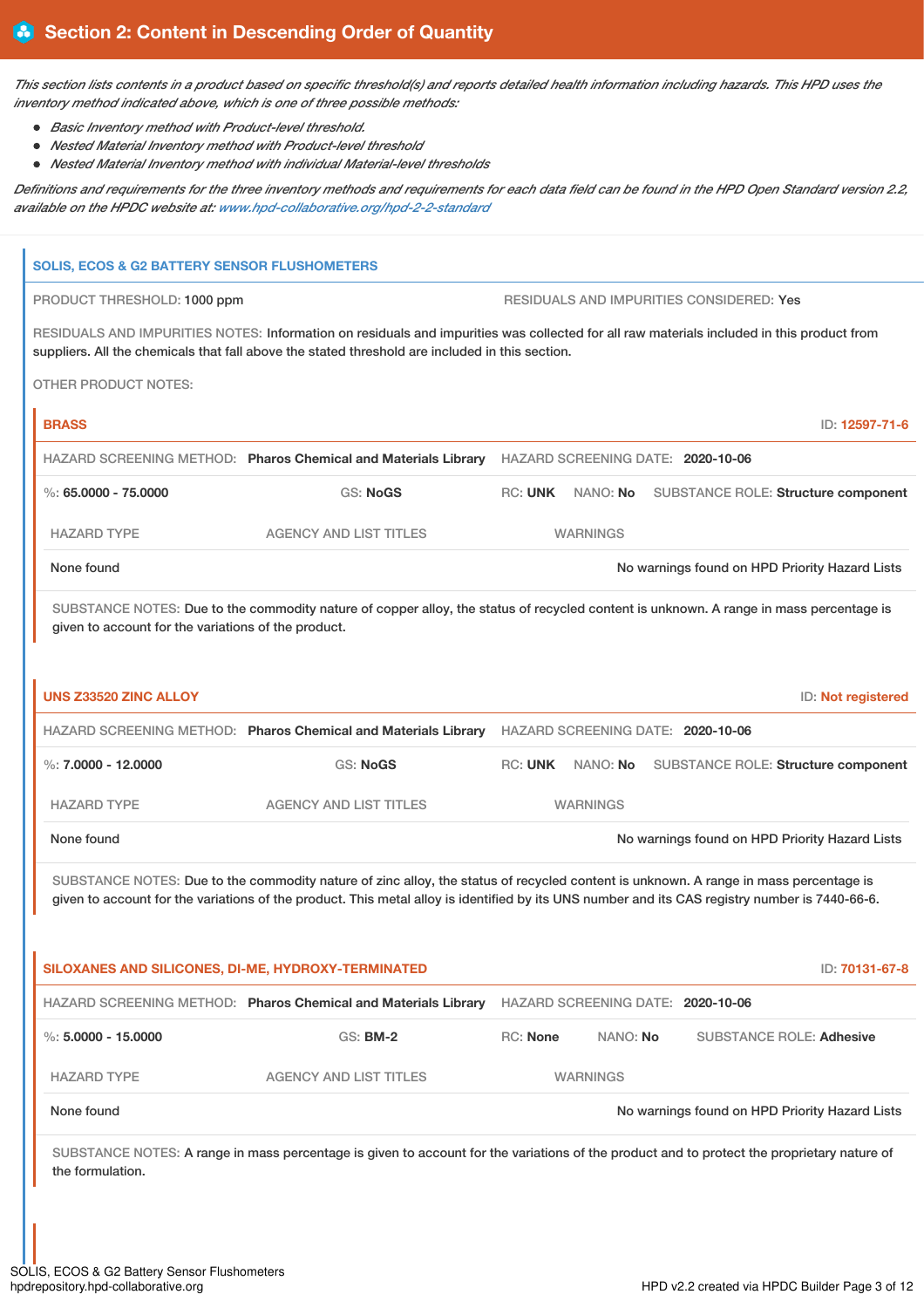## Section 2: Content in Descending Order of Quantity

*This section lists contents in a product based on specific threshold(s) and reports detailed health information including hazards. This HPD uses the inventory method indicated above, which is one of three possible methods:*

- *Basic Inventory method with Product-level threshold.*
- *Nested Material Inventory method with Product-level threshold*
- *Nested Material Inventory method with individual Material-level thresholds*

*Definitions and requirements for the three inventory methods and requirements for each data field can be found in the HPD Open Standard version 2.2, available on the HPDC website at: www.hpd-collaborative.org/hpd-2-2-standard*

### SOLIS, ECOS & G2 BATTERY SENSOR FLUSHOMETERS

PRODUCT THRESHOLD: 1000 ppm

RESIDUALS AND IMPURITIES CONSIDERED: Yes

RESIDUALS AND IMPURITIES NOTES: Information on residuals and impurities was collected for all raw materials included in this product from suppliers. All the chemicals that fall above the stated threshold are included in this section.

OTHER PRODUCT NOTES:

#### BRASS

ID: 12597-71-6

HAZARD SCREENING METHOD: **Pharos Chemical and Materials Library** HAZARD SCREENING DATE: **2020-10-06**

%: **65.0000 - 75.0000** GS: **NoGS** RC: **UNK** NANO: **No** SUBSTANCE ROLE: **Structure component**

| HAZARD TYPE | AGENCY AND LIST TITLES | WARNINGS |
|---|---|---|
| None found | | No warnings found on HPD Priority Hazard Lists |

SUBSTANCE NOTES: Due to the commodity nature of copper alloy, the status of recycled content is unknown. A range in mass percentage is given to account for the variations of the product.

#### UNS Z33520 ZINC ALLOY

ID: Not registered

HAZARD SCREENING METHOD: **Pharos Chemical and Materials Library** HAZARD SCREENING DATE: **2020-10-06**

%: **7.0000 - 12.0000** GS: **NoGS** RC: **UNK** NANO: **No** SUBSTANCE ROLE: **Structure component**

| HAZARD TYPE | AGENCY AND LIST TITLES | WARNINGS |
|---|---|---|
| None found | | No warnings found on HPD Priority Hazard Lists |

SUBSTANCE NOTES: Due to the commodity nature of zinc alloy, the status of recycled content is unknown. A range in mass percentage is given to account for the variations of the product. This metal alloy is identified by its UNS number and its CAS registry number is 7440-66-6.

#### SILOXANES AND SILICONES, DI-ME, HYDROXY-TERMINATED

ID: 70131-67-8

HAZARD SCREENING METHOD: **Pharos Chemical and Materials Library** HAZARD SCREENING DATE: **2020-10-06**

%: **5.0000 - 15.0000** GS: **BM-2** RC: **None** NANO: **No** SUBSTANCE ROLE: **Adhesive**

| HAZARD TYPE | AGENCY AND LIST TITLES | WARNINGS |
|---|---|---|
| None found | | No warnings found on HPD Priority Hazard Lists |

SUBSTANCE NOTES: A range in mass percentage is given to account for the variations of the product and to protect the proprietary nature of the formulation.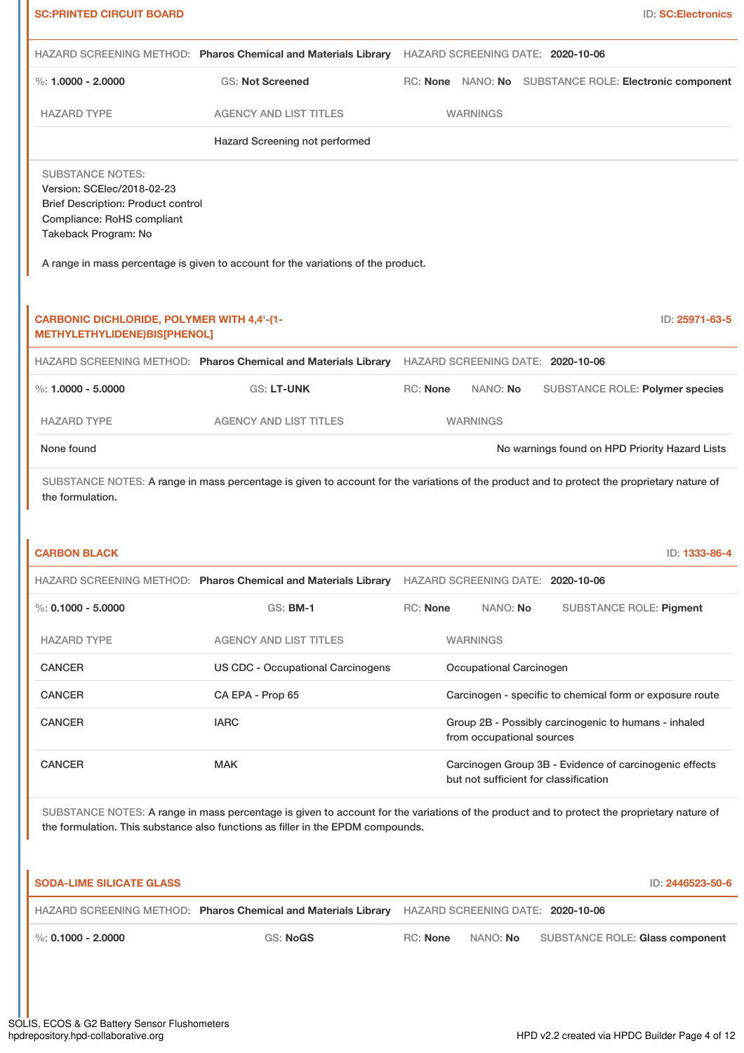## SC:PRINTED CIRCUIT BOARD

ID: **SC:Electronics**

HAZARD SCREENING METHOD: **Pharos Chemical and Materials Library** HAZARD SCREENING DATE: **2020-10-06**

%: **1.0000 - 2.0000** GS: **Not Screened** RC: **None** NANO: **No** SUBSTANCE ROLE: **Electronic component**

| HAZARD TYPE | AGENCY AND LIST TITLES | WARNINGS |
|---|---|---|
| | Hazard Screening not performed | |

SUBSTANCE NOTES:
Version: SCElec/2018-02-23
Brief Description: Product control
Compliance: RoHS compliant
Takeback Program: No

A range in mass percentage is given to account for the variations of the product.

## CARBONIC DICHLORIDE, POLYMER WITH 4,4'-(1-METHYLETHYLIDENE)BIS[PHENOL]

ID: **25971-63-5**

HAZARD SCREENING METHOD: **Pharos Chemical and Materials Library** HAZARD SCREENING DATE: **2020-10-06**

%: **1.0000 - 5.0000** GS: **LT-UNK** RC: **None** NANO: **No** SUBSTANCE ROLE: **Polymer species**

| HAZARD TYPE | AGENCY AND LIST TITLES | WARNINGS |
|---|---|---|
| None found | | No warnings found on HPD Priority Hazard Lists |

SUBSTANCE NOTES: A range in mass percentage is given to account for the variations of the product and to protect the proprietary nature of the formulation.

## CARBON BLACK

ID: **1333-86-4**

HAZARD SCREENING METHOD: **Pharos Chemical and Materials Library** HAZARD SCREENING DATE: **2020-10-06**

%: **0.1000 - 5.0000** GS: **BM-1** RC: **None** NANO: **No** SUBSTANCE ROLE: **Pigment**

| HAZARD TYPE | AGENCY AND LIST TITLES | WARNINGS |
|---|---|---|
| CANCER | US CDC - Occupational Carcinogens | Occupational Carcinogen |
| CANCER | CA EPA - Prop 65 | Carcinogen - specific to chemical form or exposure route |
| CANCER | IARC | Group 2B - Possibly carcinogenic to humans - inhaled from occupational sources |
| CANCER | MAK | Carcinogen Group 3B - Evidence of carcinogenic effects but not sufficient for classification |

SUBSTANCE NOTES: A range in mass percentage is given to account for the variations of the product and to protect the proprietary nature of the formulation. This substance also functions as filler in the EPDM compounds.

## SODA-LIME SILICATE GLASS

ID: **2446523-50-6**

HAZARD SCREENING METHOD: **Pharos Chemical and Materials Library** HAZARD SCREENING DATE: **2020-10-06**

%: **0.1000 - 2.0000** GS: **NoGS** RC: **None** NANO: **No** SUBSTANCE ROLE: **Glass component**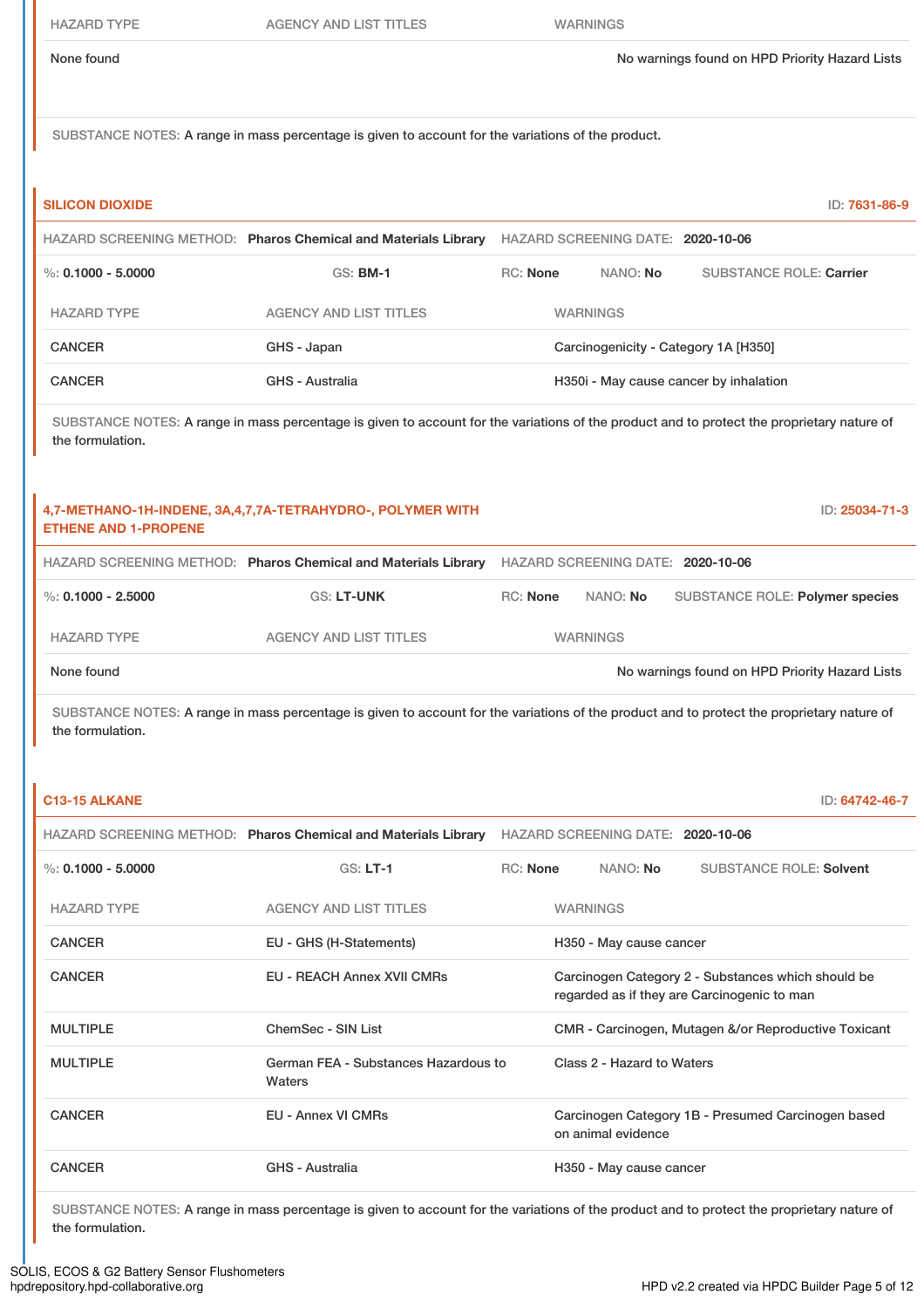| HAZARD TYPE | AGENCY AND LIST TITLES | WARNINGS |
|---|---|---|
| None found | | No warnings found on HPD Priority Hazard Lists |

SUBSTANCE NOTES: A range in mass percentage is given to account for the variations of the product.

### SILICON DIOXIDE

ID: 7631-86-9

HAZARD SCREENING METHOD: **Pharos Chemical and Materials Library** HAZARD SCREENING DATE: **2020-10-06**

%: **0.1000 - 5.0000** GS: **BM-1** RC: **None** NANO: **No** SUBSTANCE ROLE: **Carrier**

| HAZARD TYPE | AGENCY AND LIST TITLES | WARNINGS |
|---|---|---|
| CANCER | GHS - Japan | Carcinogenicity - Category 1A [H350] |
| CANCER | GHS - Australia | H350i - May cause cancer by inhalation |

SUBSTANCE NOTES: A range in mass percentage is given to account for the variations of the product and to protect the proprietary nature of the formulation.

### 4,7-METHANO-1H-INDENE, 3A,4,7,7A-TETRAHYDRO-, POLYMER WITH ETHENE AND 1-PROPENE

ID: 25034-71-3

HAZARD SCREENING METHOD: **Pharos Chemical and Materials Library** HAZARD SCREENING DATE: **2020-10-06**

%: **0.1000 - 2.5000** GS: **LT-UNK** RC: **None** NANO: **No** SUBSTANCE ROLE: **Polymer species**

| HAZARD TYPE | AGENCY AND LIST TITLES | WARNINGS |
|---|---|---|
| None found | | No warnings found on HPD Priority Hazard Lists |

SUBSTANCE NOTES: A range in mass percentage is given to account for the variations of the product and to protect the proprietary nature of the formulation.

### C13-15 ALKANE

ID: 64742-46-7

HAZARD SCREENING METHOD: **Pharos Chemical and Materials Library** HAZARD SCREENING DATE: **2020-10-06**

%: **0.1000 - 5.0000** GS: **LT-1** RC: **None** NANO: **No** SUBSTANCE ROLE: **Solvent**

| HAZARD TYPE | AGENCY AND LIST TITLES | WARNINGS |
|---|---|---|
| CANCER | EU - GHS (H-Statements) | H350 - May cause cancer |
| CANCER | EU - REACH Annex XVII CMRs | Carcinogen Category 2 - Substances which should be regarded as if they are Carcinogenic to man |
| MULTIPLE | ChemSec - SIN List | CMR - Carcinogen, Mutagen &/or Reproductive Toxicant |
| MULTIPLE | German FEA - Substances Hazardous to Waters | Class 2 - Hazard to Waters |
| CANCER | EU - Annex VI CMRs | Carcinogen Category 1B - Presumed Carcinogen based on animal evidence |
| CANCER | GHS - Australia | H350 - May cause cancer |

SUBSTANCE NOTES: A range in mass percentage is given to account for the variations of the product and to protect the proprietary nature of the formulation.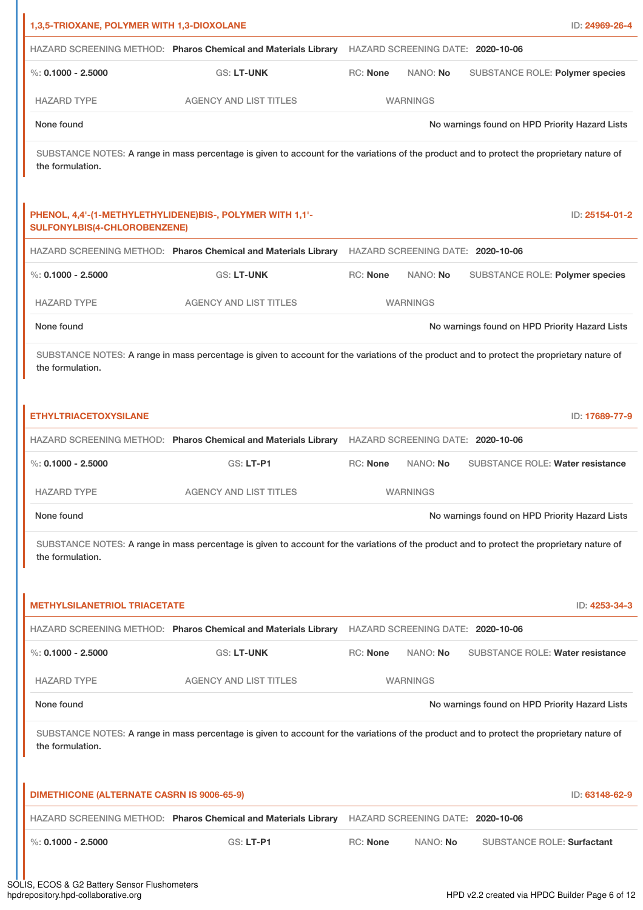### 1,3,5-TRIOXANE, POLYMER WITH 1,3-DIOXOLANE

ID: **24969-26-4**

HAZARD SCREENING METHOD: **Pharos Chemical and Materials Library** HAZARD SCREENING DATE: **2020-10-06**

%: **0.1000 - 2.5000** GS: **LT-UNK** RC: **None** NANO: **No** SUBSTANCE ROLE: **Polymer species**

| HAZARD TYPE | AGENCY AND LIST TITLES | WARNINGS |
|---|---|---|
| None found | | No warnings found on HPD Priority Hazard Lists |

SUBSTANCE NOTES: A range in mass percentage is given to account for the variations of the product and to protect the proprietary nature of the formulation.

### PHENOL, 4,4'-(1-METHYLETHYLIDENE)BIS-, POLYMER WITH 1,1'-SULFONYLBIS(4-CHLOROBENZENE)

ID: **25154-01-2**

HAZARD SCREENING METHOD: **Pharos Chemical and Materials Library** HAZARD SCREENING DATE: **2020-10-06**

%: **0.1000 - 2.5000** GS: **LT-UNK** RC: **None** NANO: **No** SUBSTANCE ROLE: **Polymer species**

| HAZARD TYPE | AGENCY AND LIST TITLES | WARNINGS |
|---|---|---|
| None found | | No warnings found on HPD Priority Hazard Lists |

SUBSTANCE NOTES: A range in mass percentage is given to account for the variations of the product and to protect the proprietary nature of the formulation.

### ETHYLTRIACETOXYSILANE

ID: **17689-77-9**

HAZARD SCREENING METHOD: **Pharos Chemical and Materials Library** HAZARD SCREENING DATE: **2020-10-06**

%: **0.1000 - 2.5000** GS: **LT-P1** RC: **None** NANO: **No** SUBSTANCE ROLE: **Water resistance**

| HAZARD TYPE | AGENCY AND LIST TITLES | WARNINGS |
|---|---|---|
| None found | | No warnings found on HPD Priority Hazard Lists |

SUBSTANCE NOTES: A range in mass percentage is given to account for the variations of the product and to protect the proprietary nature of the formulation.

### METHYLSILANETRIOL TRIACETATE

ID: **4253-34-3**

HAZARD SCREENING METHOD: **Pharos Chemical and Materials Library** HAZARD SCREENING DATE: **2020-10-06**

%: **0.1000 - 2.5000** GS: **LT-UNK** RC: **None** NANO: **No** SUBSTANCE ROLE: **Water resistance**

| HAZARD TYPE | AGENCY AND LIST TITLES | WARNINGS |
|---|---|---|
| None found | | No warnings found on HPD Priority Hazard Lists |

SUBSTANCE NOTES: A range in mass percentage is given to account for the variations of the product and to protect the proprietary nature of the formulation.

### DIMETHICONE (ALTERNATE CASRN IS 9006-65-9)

ID: **63148-62-9**

HAZARD SCREENING METHOD: **Pharos Chemical and Materials Library** HAZARD SCREENING DATE: **2020-10-06**

%: **0.1000 - 2.5000** GS: **LT-P1** RC: **None** NANO: **No** SUBSTANCE ROLE: **Surfactant**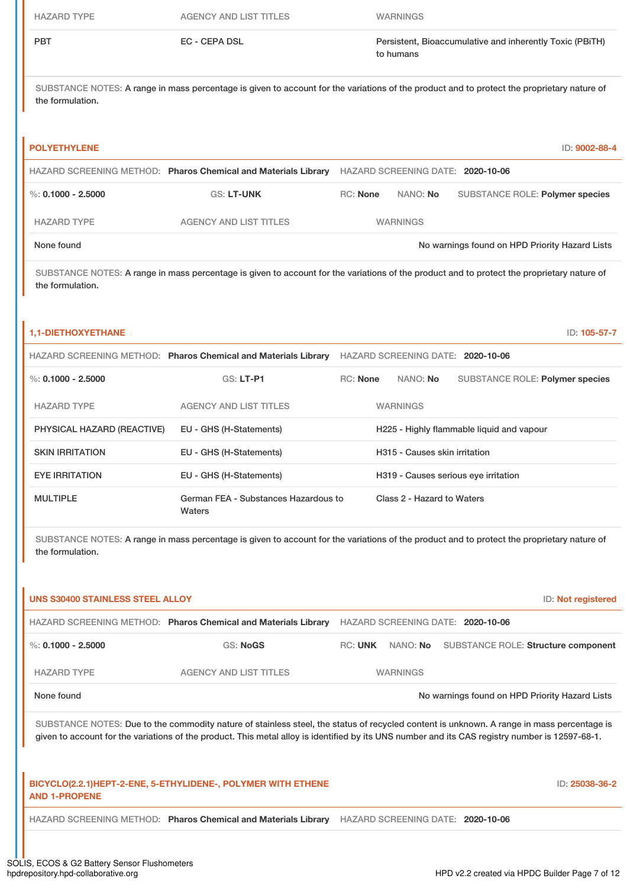| HAZARD TYPE | AGENCY AND LIST TITLES | WARNINGS |
| --- | --- | --- |
| PBT | EC - CEPA DSL | Persistent, Bioaccumulative and inherently Toxic (PBiTH) to humans |

SUBSTANCE NOTES: A range in mass percentage is given to account for the variations of the product and to protect the proprietary nature of the formulation.

## POLYETHYLENE

ID: 9002-88-4

HAZARD SCREENING METHOD: **Pharos Chemical and Materials Library** HAZARD SCREENING DATE: **2020-10-06**

%: **0.1000 - 2.5000** GS: **LT-UNK** RC: **None** NANO: **No** SUBSTANCE ROLE: **Polymer species**

| HAZARD TYPE | AGENCY AND LIST TITLES | WARNINGS |
| --- | --- | --- |
| None found | | No warnings found on HPD Priority Hazard Lists |

SUBSTANCE NOTES: A range in mass percentage is given to account for the variations of the product and to protect the proprietary nature of the formulation.

## 1,1-DIETHOXYETHANE

ID: 105-57-7

HAZARD SCREENING METHOD: **Pharos Chemical and Materials Library** HAZARD SCREENING DATE: **2020-10-06**

%: **0.1000 - 2.5000** GS: **LT-P1** RC: **None** NANO: **No** SUBSTANCE ROLE: **Polymer species**

| HAZARD TYPE | AGENCY AND LIST TITLES | WARNINGS |
| --- | --- | --- |
| PHYSICAL HAZARD (REACTIVE) | EU - GHS (H-Statements) | H225 - Highly flammable liquid and vapour |
| SKIN IRRITATION | EU - GHS (H-Statements) | H315 - Causes skin irritation |
| EYE IRRITATION | EU - GHS (H-Statements) | H319 - Causes serious eye irritation |
| MULTIPLE | German FEA - Substances Hazardous to Waters | Class 2 - Hazard to Waters |

SUBSTANCE NOTES: A range in mass percentage is given to account for the variations of the product and to protect the proprietary nature of the formulation.

## UNS S30400 STAINLESS STEEL ALLOY

ID: Not registered

HAZARD SCREENING METHOD: **Pharos Chemical and Materials Library** HAZARD SCREENING DATE: **2020-10-06**

%: **0.1000 - 2.5000** GS: **NoGS** RC: **UNK** NANO: **No** SUBSTANCE ROLE: **Structure component**

| HAZARD TYPE | AGENCY AND LIST TITLES | WARNINGS |
| --- | --- | --- |
| None found | | No warnings found on HPD Priority Hazard Lists |

SUBSTANCE NOTES: Due to the commodity nature of stainless steel, the status of recycled content is unknown. A range in mass percentage is given to account for the variations of the product. This metal alloy is identified by its UNS number and its CAS registry number is 12597-68-1.

## BICYCLO(2.2.1)HEPT-2-ENE, 5-ETHYLIDENE-, POLYMER WITH ETHENE AND 1-PROPENE

ID: 25038-36-2

HAZARD SCREENING METHOD: **Pharos Chemical and Materials Library** HAZARD SCREENING DATE: **2020-10-06**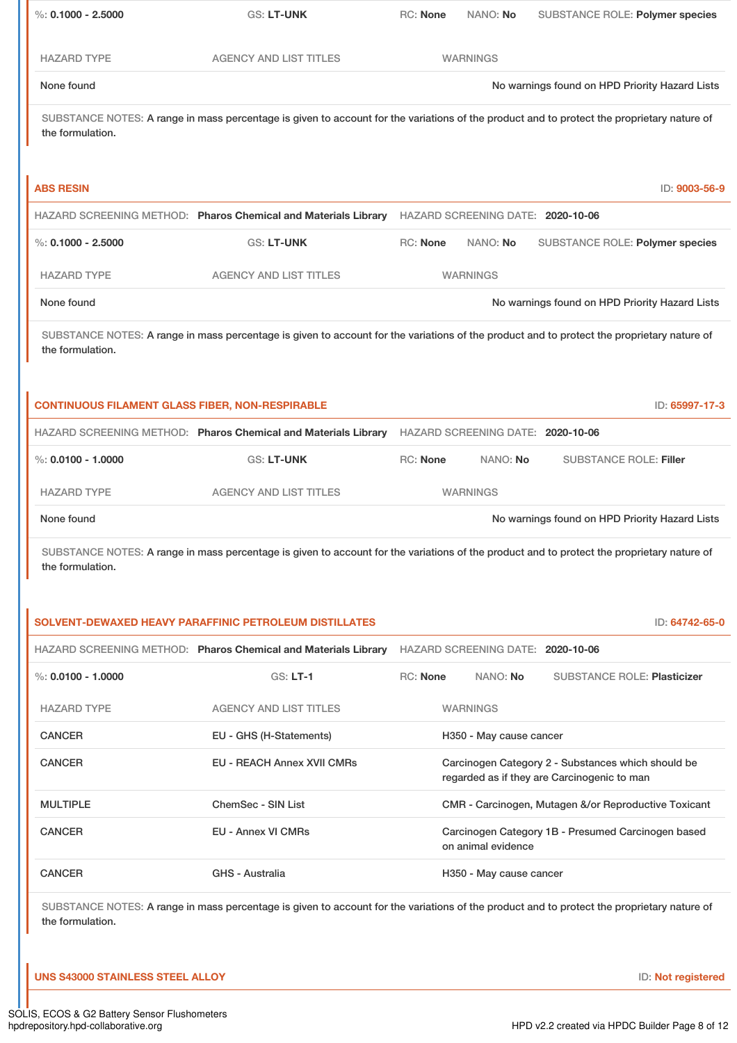%: **0.1000 - 2.5000** GS: **LT-UNK** RC: **None** NANO: **No** SUBSTANCE ROLE: **Polymer species**

| HAZARD TYPE | AGENCY AND LIST TITLES | WARNINGS |
|---|---|---|
| None found | | No warnings found on HPD Priority Hazard Lists |

SUBSTANCE NOTES: A range in mass percentage is given to account for the variations of the product and to protect the proprietary nature of the formulation.

### ABS RESIN

ID: **9003-56-9**

HAZARD SCREENING METHOD: **Pharos Chemical and Materials Library** HAZARD SCREENING DATE: **2020-10-06**

%: **0.1000 - 2.5000** GS: **LT-UNK** RC: **None** NANO: **No** SUBSTANCE ROLE: **Polymer species**

| HAZARD TYPE | AGENCY AND LIST TITLES | WARNINGS |
|---|---|---|
| None found | | No warnings found on HPD Priority Hazard Lists |

SUBSTANCE NOTES: A range in mass percentage is given to account for the variations of the product and to protect the proprietary nature of the formulation.

### CONTINUOUS FILAMENT GLASS FIBER, NON-RESPIRABLE

ID: **65997-17-3**

HAZARD SCREENING METHOD: **Pharos Chemical and Materials Library** HAZARD SCREENING DATE: **2020-10-06**

%: **0.0100 - 1.0000** GS: **LT-UNK** RC: **None** NANO: **No** SUBSTANCE ROLE: **Filler**

| HAZARD TYPE | AGENCY AND LIST TITLES | WARNINGS |
|---|---|---|
| None found | | No warnings found on HPD Priority Hazard Lists |

SUBSTANCE NOTES: A range in mass percentage is given to account for the variations of the product and to protect the proprietary nature of the formulation.

### SOLVENT-DEWAXED HEAVY PARAFFINIC PETROLEUM DISTILLATES

ID: **64742-65-0**

HAZARD SCREENING METHOD: **Pharos Chemical and Materials Library** HAZARD SCREENING DATE: **2020-10-06**

%: **0.0100 - 1.0000** GS: **LT-1** RC: **None** NANO: **No** SUBSTANCE ROLE: **Plasticizer**

| HAZARD TYPE | AGENCY AND LIST TITLES | WARNINGS |
|---|---|---|
| CANCER | EU - GHS (H-Statements) | H350 - May cause cancer |
| CANCER | EU - REACH Annex XVII CMRs | Carcinogen Category 2 - Substances which should be regarded as if they are Carcinogenic to man |
| MULTIPLE | ChemSec - SIN List | CMR - Carcinogen, Mutagen &/or Reproductive Toxicant |
| CANCER | EU - Annex VI CMRs | Carcinogen Category 1B - Presumed Carcinogen based on animal evidence |
| CANCER | GHS - Australia | H350 - May cause cancer |

SUBSTANCE NOTES: A range in mass percentage is given to account for the variations of the product and to protect the proprietary nature of the formulation.

### UNS S43000 STAINLESS STEEL ALLOY

ID: **Not registered**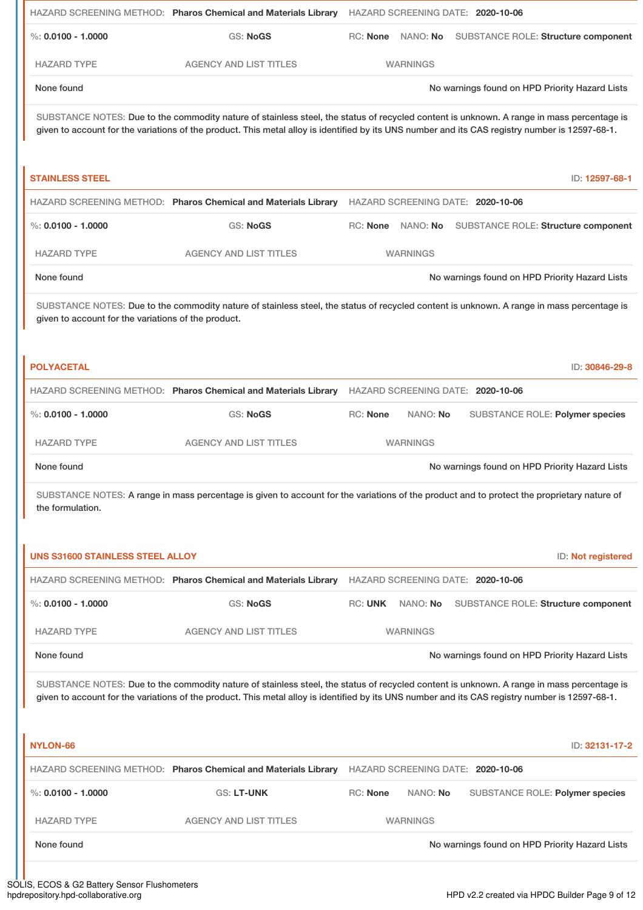HAZARD SCREENING METHOD: **Pharos Chemical and Materials Library** HAZARD SCREENING DATE: **2020-10-06**

%: **0.0100 - 1.0000** GS: **NoGS** RC: **None** NANO: **No** SUBSTANCE ROLE: **Structure component**

| HAZARD TYPE | AGENCY AND LIST TITLES | WARNINGS |
|---|---|---|
| None found | | No warnings found on HPD Priority Hazard Lists |

SUBSTANCE NOTES: Due to the commodity nature of stainless steel, the status of recycled content is unknown. A range in mass percentage is given to account for the variations of the product. This metal alloy is identified by its UNS number and its CAS registry number is 12597-68-1.

## STAINLESS STEEL

ID: **12597-68-1**

HAZARD SCREENING METHOD: **Pharos Chemical and Materials Library** HAZARD SCREENING DATE: **2020-10-06**

%: **0.0100 - 1.0000** GS: **NoGS** RC: **None** NANO: **No** SUBSTANCE ROLE: **Structure component**

| HAZARD TYPE | AGENCY AND LIST TITLES | WARNINGS |
|---|---|---|
| None found | | No warnings found on HPD Priority Hazard Lists |

SUBSTANCE NOTES: Due to the commodity nature of stainless steel, the status of recycled content is unknown. A range in mass percentage is given to account for the variations of the product.

## POLYACETAL

ID: **30846-29-8**

HAZARD SCREENING METHOD: **Pharos Chemical and Materials Library** HAZARD SCREENING DATE: **2020-10-06**

%: **0.0100 - 1.0000** GS: **NoGS** RC: **None** NANO: **No** SUBSTANCE ROLE: **Polymer species**

| HAZARD TYPE | AGENCY AND LIST TITLES | WARNINGS |
|---|---|---|
| None found | | No warnings found on HPD Priority Hazard Lists |

SUBSTANCE NOTES: A range in mass percentage is given to account for the variations of the product and to protect the proprietary nature of the formulation.

## UNS S31600 STAINLESS STEEL ALLOY

ID: **Not registered**

HAZARD SCREENING METHOD: **Pharos Chemical and Materials Library** HAZARD SCREENING DATE: **2020-10-06**

%: **0.0100 - 1.0000** GS: **NoGS** RC: **UNK** NANO: **No** SUBSTANCE ROLE: **Structure component**

| HAZARD TYPE | AGENCY AND LIST TITLES | WARNINGS |
|---|---|---|
| None found | | No warnings found on HPD Priority Hazard Lists |

SUBSTANCE NOTES: Due to the commodity nature of stainless steel, the status of recycled content is unknown. A range in mass percentage is given to account for the variations of the product. This metal alloy is identified by its UNS number and its CAS registry number is 12597-68-1.

## NYLON-66

ID: **32131-17-2**

HAZARD SCREENING METHOD: **Pharos Chemical and Materials Library** HAZARD SCREENING DATE: **2020-10-06**

%: **0.0100 - 1.0000** GS: **LT-UNK** RC: **None** NANO: **No** SUBSTANCE ROLE: **Polymer species**

| HAZARD TYPE | AGENCY AND LIST TITLES | WARNINGS |
|---|---|---|
| None found | | No warnings found on HPD Priority Hazard Lists |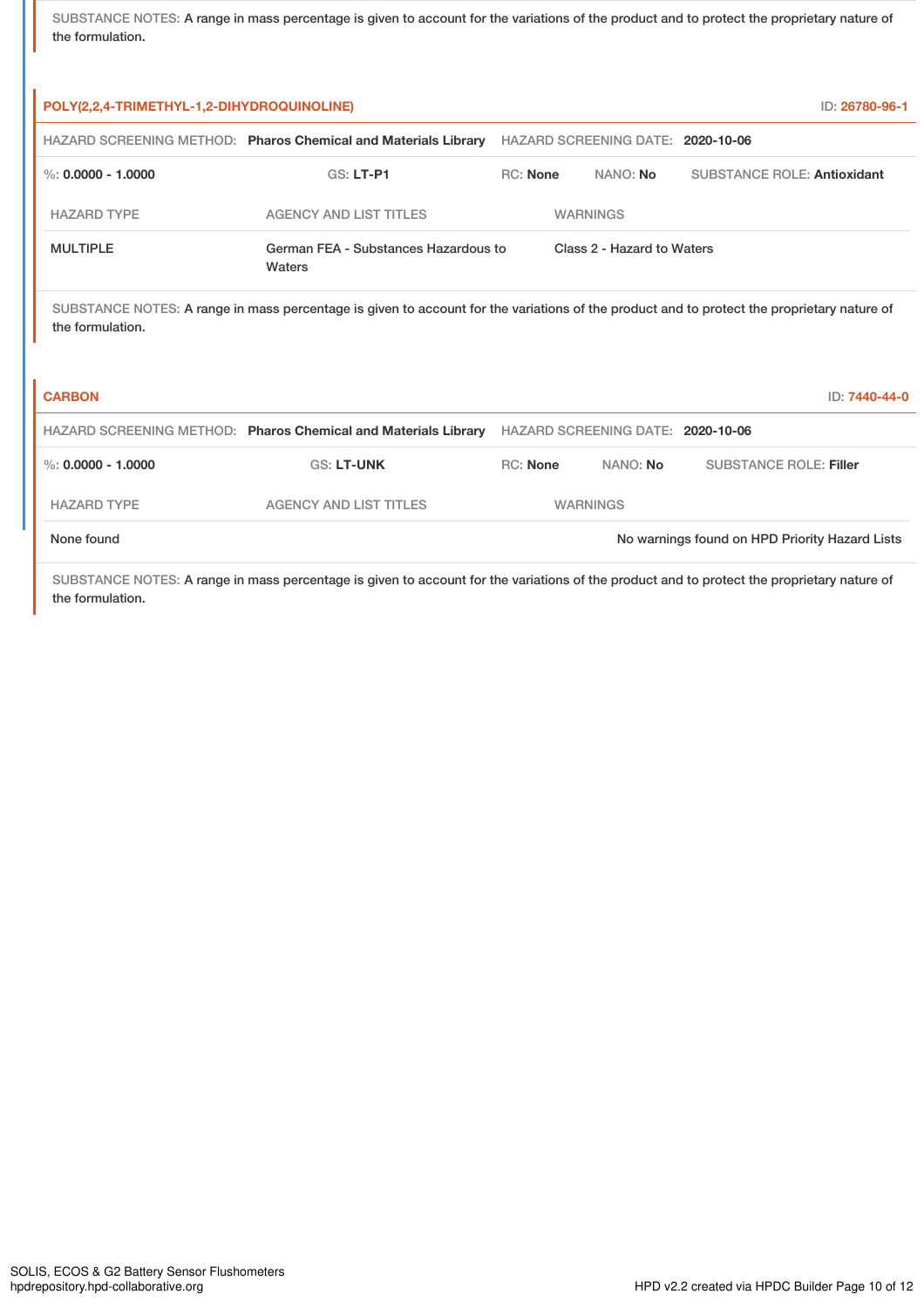SUBSTANCE NOTES: A range in mass percentage is given to account for the variations of the product and to protect the proprietary nature of the formulation.

### POLY(2,2,4-TRIMETHYL-1,2-DIHYDROQUINOLINE)

ID: 26780-96-1

HAZARD SCREENING METHOD: **Pharos Chemical and Materials Library** HAZARD SCREENING DATE: **2020-10-06**

%: **0.0000 - 1.0000** GS: **LT-P1** RC: **None** NANO: **No** SUBSTANCE ROLE: **Antioxidant**

| HAZARD TYPE | AGENCY AND LIST TITLES | WARNINGS |
|---|---|---|
| MULTIPLE | German FEA - Substances Hazardous to Waters | Class 2 - Hazard to Waters |

SUBSTANCE NOTES: A range in mass percentage is given to account for the variations of the product and to protect the proprietary nature of the formulation.

### CARBON

ID: 7440-44-0

HAZARD SCREENING METHOD: **Pharos Chemical and Materials Library** HAZARD SCREENING DATE: **2020-10-06**

%: **0.0000 - 1.0000** GS: **LT-UNK** RC: **None** NANO: **No** SUBSTANCE ROLE: **Filler**

| HAZARD TYPE | AGENCY AND LIST TITLES | WARNINGS |
|---|---|---|
| None found | | No warnings found on HPD Priority Hazard Lists |

SUBSTANCE NOTES: A range in mass percentage is given to account for the variations of the product and to protect the proprietary nature of the formulation.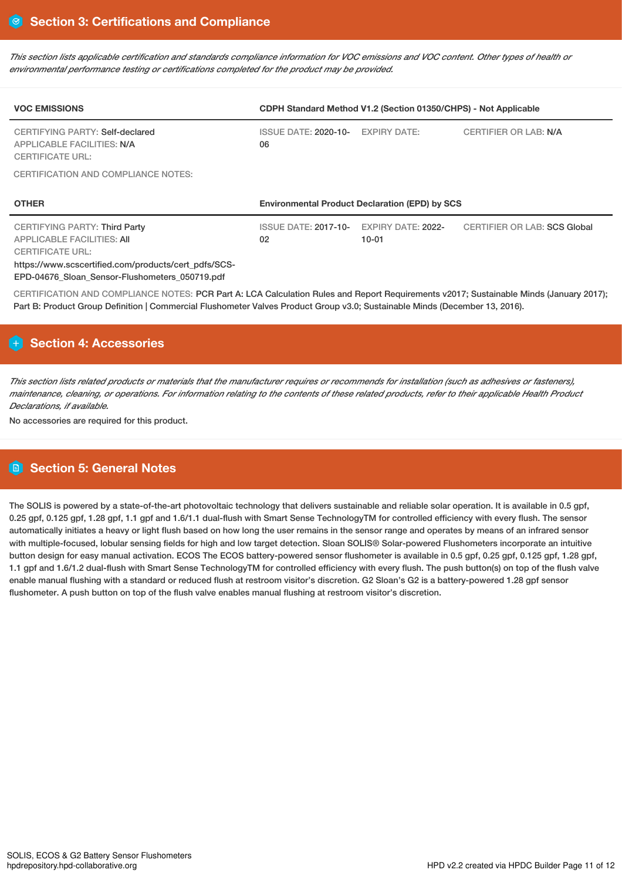## Section 3: Certifications and Compliance

*This section lists applicable certification and standards compliance information for VOC emissions and VOC content. Other types of health or environmental performance testing or certifications completed for the product may be provided.*

| VOC EMISSIONS | CDPH Standard Method V1.2 (Section 01350/CHPS) - Not Applicable | | |
|---|---|---|---|
| CERTIFYING PARTY: Self-declared<br>APPLICABLE FACILITIES: N/A<br>CERTIFICATE URL: | ISSUE DATE: 2020-10-06 | EXPIRY DATE: | CERTIFIER OR LAB: N/A |

CERTIFICATION AND COMPLIANCE NOTES:

| OTHER | Environmental Product Declaration (EPD) by SCS | | |
|---|---|---|---|
| CERTIFYING PARTY: Third Party<br>APPLICABLE FACILITIES: All<br>CERTIFICATE URL:<br>https://www.scscertified.com/products/cert_pdfs/SCS-EPD-04676_Sloan_Sensor-Flushometers_050719.pdf | ISSUE DATE: 2017-10-02 | EXPIRY DATE: 2022-10-01 | CERTIFIER OR LAB: SCS Global |

CERTIFICATION AND COMPLIANCE NOTES: PCR Part A: LCA Calculation Rules and Report Requirements v2017; Sustainable Minds (January 2017); Part B: Product Group Definition | Commercial Flushometer Valves Product Group v3.0; Sustainable Minds (December 13, 2016).

## Section 4: Accessories

*This section lists related products or materials that the manufacturer requires or recommends for installation (such as adhesives or fasteners), maintenance, cleaning, or operations. For information relating to the contents of these related products, refer to their applicable Health Product Declarations, if available.*

No accessories are required for this product.

## Section 5: General Notes

The SOLIS is powered by a state-of-the-art photovoltaic technology that delivers sustainable and reliable solar operation. It is available in 0.5 gpf, 0.25 gpf, 0.125 gpf, 1.28 gpf, 1.1 gpf and 1.6/1.1 dual-flush with Smart Sense TechnologyTM for controlled efficiency with every flush. The sensor automatically initiates a heavy or light flush based on how long the user remains in the sensor range and operates by means of an infrared sensor with multiple-focused, lobular sensing fields for high and low target detection. Sloan SOLIS® Solar-powered Flushometers incorporate an intuitive button design for easy manual activation. ECOS The ECOS battery-powered sensor flushometer is available in 0.5 gpf, 0.25 gpf, 0.125 gpf, 1.28 gpf, 1.1 gpf and 1.6/1.2 dual-flush with Smart Sense TechnologyTM for controlled efficiency with every flush. The push button(s) on top of the flush valve enable manual flushing with a standard or reduced flush at restroom visitor's discretion. G2 Sloan's G2 is a battery-powered 1.28 gpf sensor flushometer. A push button on top of the flush valve enables manual flushing at restroom visitor's discretion.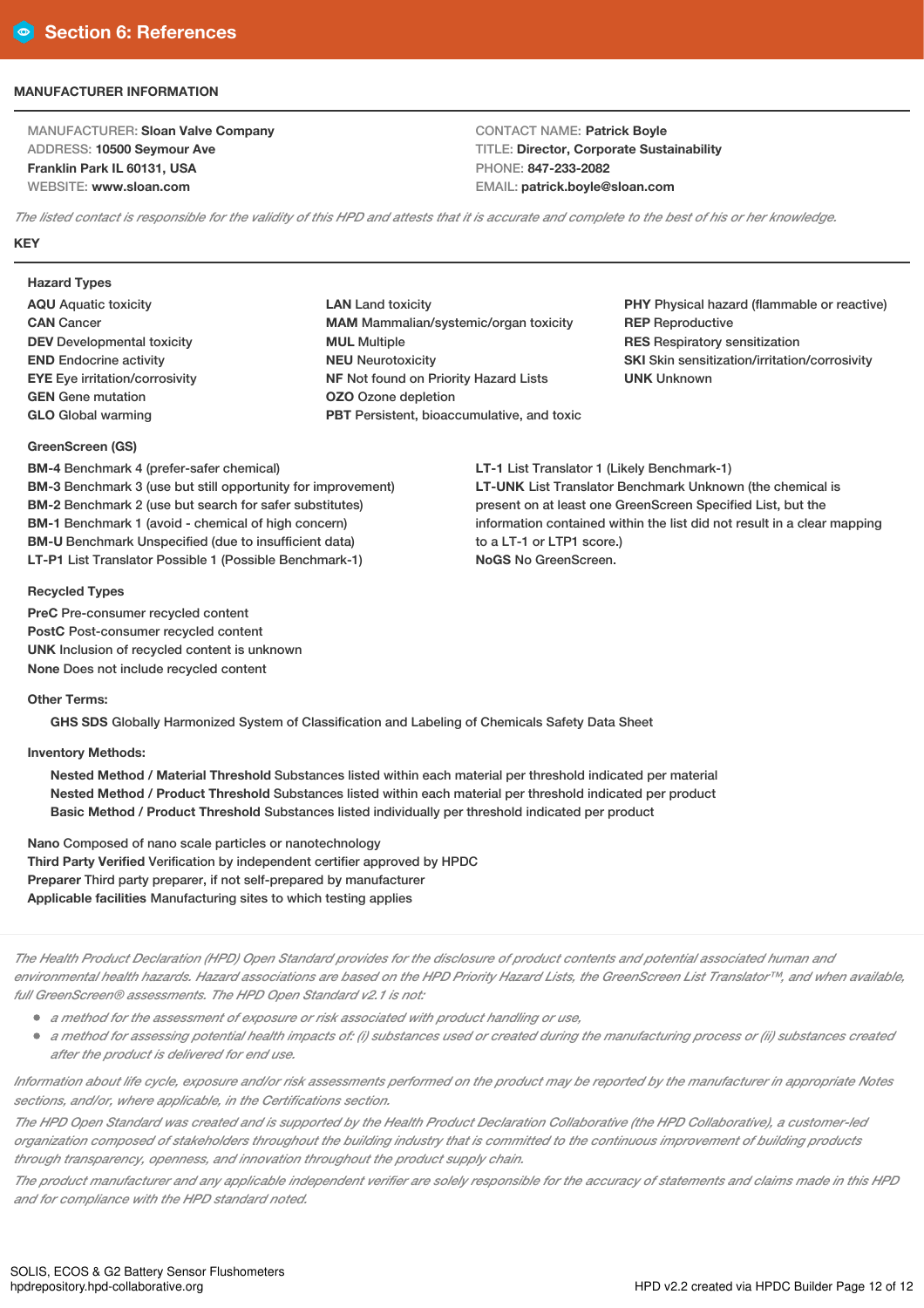# Section 6: References

## MANUFACTURER INFORMATION

MANUFACTURER: **Sloan Valve Company**
ADDRESS: **10500 Seymour Ave**
**Franklin Park IL 60131, USA**
WEBSITE: **www.sloan.com**

CONTACT NAME: **Patrick Boyle**
TITLE: **Director, Corporate Sustainability**
PHONE: **847-233-2082**
EMAIL: **patrick.boyle@sloan.com**

*The listed contact is responsible for the validity of this HPD and attests that it is accurate and complete to the best of his or her knowledge.*

## KEY

### Hazard Types

**AQU** Aquatic toxicity
**CAN** Cancer
**DEV** Developmental toxicity
**END** Endocrine activity
**EYE** Eye irritation/corrosivity
**GEN** Gene mutation
**GLO** Global warming
**LAN** Land toxicity
**MAM** Mammalian/systemic/organ toxicity
**MUL** Multiple
**NEU** Neurotoxicity
**NF** Not found on Priority Hazard Lists
**OZO** Ozone depletion
**PBT** Persistent, bioaccumulative, and toxic
**PHY** Physical hazard (flammable or reactive)
**REP** Reproductive
**RES** Respiratory sensitization
**SKI** Skin sensitization/irritation/corrosivity
**UNK** Unknown

### GreenScreen (GS)

**BM-4** Benchmark 4 (prefer-safer chemical)
**BM-3** Benchmark 3 (use but still opportunity for improvement)
**BM-2** Benchmark 2 (use but search for safer substitutes)
**BM-1** Benchmark 1 (avoid - chemical of high concern)
**BM-U** Benchmark Unspecified (due to insufficient data)
**LT-P1** List Translator Possible 1 (Possible Benchmark-1)
**LT-1** List Translator 1 (Likely Benchmark-1)
**LT-UNK** List Translator Benchmark Unknown (the chemical is present on at least one GreenScreen Specified List, but the information contained within the list did not result in a clear mapping to a LT-1 or LTP1 score.)
**NoGS** No GreenScreen.

### Recycled Types

**PreC** Pre-consumer recycled content
**PostC** Post-consumer recycled content
**UNK** Inclusion of recycled content is unknown
**None** Does not include recycled content

### Other Terms:

**GHS SDS** Globally Harmonized System of Classification and Labeling of Chemicals Safety Data Sheet

### Inventory Methods:

**Nested Method / Material Threshold** Substances listed within each material per threshold indicated per material
**Nested Method / Product Threshold** Substances listed within each material per threshold indicated per product
**Basic Method / Product Threshold** Substances listed individually per threshold indicated per product

**Nano** Composed of nano scale particles or nanotechnology
**Third Party Verified** Verification by independent certifier approved by HPDC
**Preparer** Third party preparer, if not self-prepared by manufacturer
**Applicable facilities** Manufacturing sites to which testing applies

*The Health Product Declaration (HPD) Open Standard provides for the disclosure of product contents and potential associated human and environmental health hazards. Hazard associations are based on the HPD Priority Hazard Lists, the GreenScreen List Translator™, and when available, full GreenScreen® assessments. The HPD Open Standard v2.1 is not:*

- *a method for the assessment of exposure or risk associated with product handling or use,*
- *a method for assessing potential health impacts of: (i) substances used or created during the manufacturing process or (ii) substances created after the product is delivered for end use.*

*Information about life cycle, exposure and/or risk assessments performed on the product may be reported by the manufacturer in appropriate Notes sections, and/or, where applicable, in the Certifications section.*

*The HPD Open Standard was created and is supported by the Health Product Declaration Collaborative (the HPD Collaborative), a customer-led organization composed of stakeholders throughout the building industry that is committed to the continuous improvement of building products through transparency, openness, and innovation throughout the product supply chain.*

*The product manufacturer and any applicable independent verifier are solely responsible for the accuracy of statements and claims made in this HPD and for compliance with the HPD standard noted.*